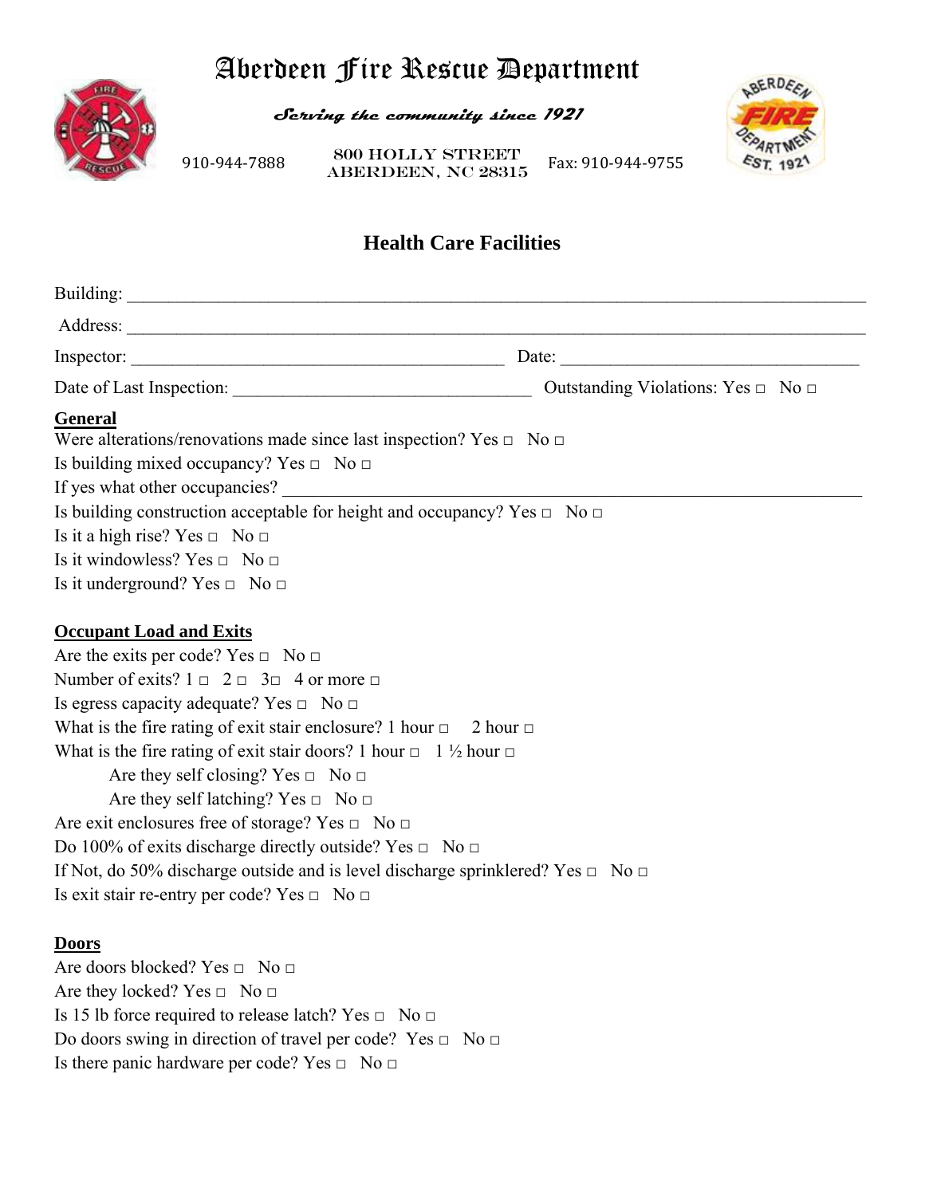# Aberdeen Fire Rescue Department

*Serving the community since 1921*

910-944-7888 — 800 HOLLY STREET ABERDEEN, NC 28315 — Fax: 910-944-9755

## Health Care Facilities

Building: ______________________________________________________________________________

Address: ______________________________________________________________________________

Inspector: ________________________________________ Date: ________________________________

Date of Last Inspection: _________________________________ Outstanding Violations: Yes □ No □

### General

Were alterations/renovations made since last inspection? Yes □ No □

Is building mixed occupancy? Yes □ No □

If yes what other occupancies? ________________________________________________________________

Is building construction acceptable for height and occupancy? Yes □ No □

Is it a high rise? Yes □ No □

Is it windowless? Yes □ No □

Is it underground? Yes □ No □

### Occupant Load and Exits

Are the exits per code? Yes □ No □

Number of exits? 1 □ 2 □ 3□ 4 or more □

Is egress capacity adequate? Yes □ No □

What is the fire rating of exit stair enclosure? 1 hour □ 2 hour □

What is the fire rating of exit stair doors? 1 hour □ 1 ½ hour □

Are they self closing? Yes □ No □

Are they self latching? Yes □ No □

Are exit enclosures free of storage? Yes □ No □

Do 100% of exits discharge directly outside? Yes □ No □

If Not, do 50% discharge outside and is level discharge sprinklered? Yes □ No □

Is exit stair re-entry per code? Yes □ No □

### Doors

Are doors blocked? Yes □ No □

Are they locked? Yes □ No □

Is 15 lb force required to release latch? Yes □ No □

Do doors swing in direction of travel per code? Yes □ No □

Is there panic hardware per code? Yes □ No □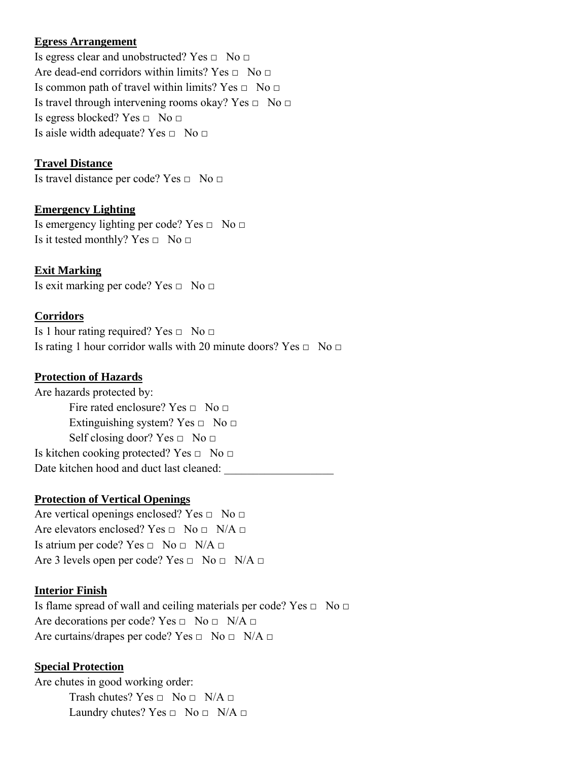**Egress Arrangement**

Is egress clear and unobstructed? Yes □ No □
Are dead-end corridors within limits? Yes □ No □
Is common path of travel within limits? Yes □ No □
Is travel through intervening rooms okay? Yes □ No □
Is egress blocked? Yes □ No □
Is aisle width adequate? Yes □ No □

**Travel Distance**

Is travel distance per code? Yes □ No □

**Emergency Lighting**

Is emergency lighting per code? Yes □ No □
Is it tested monthly? Yes □ No □

**Exit Marking**

Is exit marking per code? Yes □ No □

**Corridors**

Is 1 hour rating required? Yes □ No □
Is rating 1 hour corridor walls with 20 minute doors? Yes □ No □

**Protection of Hazards**

Are hazards protected by:

- Fire rated enclosure? Yes □ No □
- Extinguishing system? Yes □ No □
- Self closing door? Yes □ No □

Is kitchen cooking protected? Yes □ No □
Date kitchen hood and duct last cleaned: ___________________

**Protection of Vertical Openings**

Are vertical openings enclosed? Yes □ No □
Are elevators enclosed? Yes □ No □ N/A □
Is atrium per code? Yes □ No □ N/A □
Are 3 levels open per code? Yes □ No □ N/A □

**Interior Finish**

Is flame spread of wall and ceiling materials per code? Yes □ No □
Are decorations per code? Yes □ No □ N/A □
Are curtains/drapes per code? Yes □ No □ N/A □

**Special Protection**

Are chutes in good working order:

- Trash chutes? Yes □ No □ N/A □
- Laundry chutes? Yes □ No □ N/A □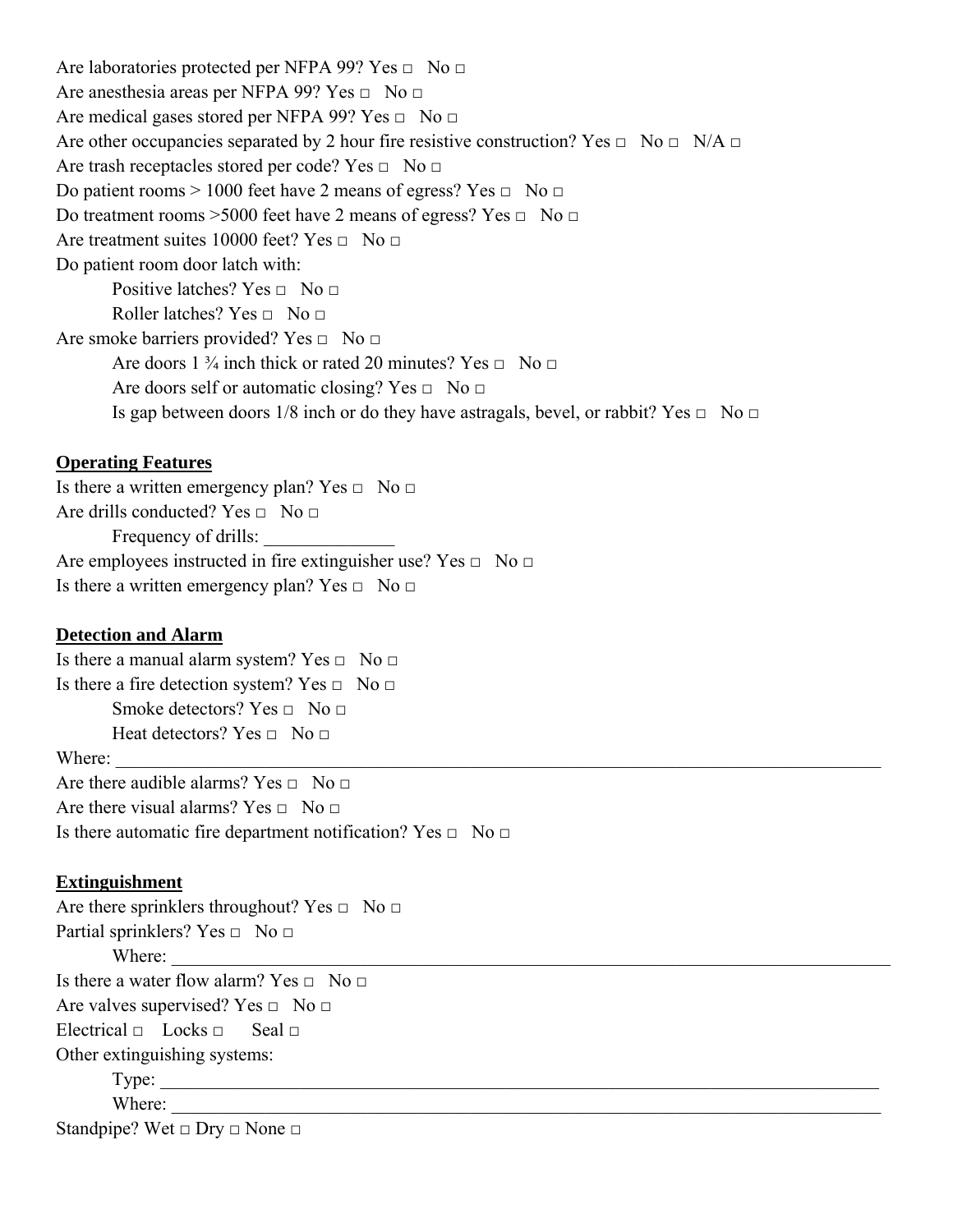Are laboratories protected per NFPA 99? Yes □ No □

Are anesthesia areas per NFPA 99? Yes □ No □

Are medical gases stored per NFPA 99? Yes □ No □

Are other occupancies separated by 2 hour fire resistive construction? Yes □ No □ N/A □

Are trash receptacles stored per code? Yes □ No □

Do patient rooms > 1000 feet have 2 means of egress? Yes □ No □

Do treatment rooms >5000 feet have 2 means of egress? Yes □ No □

Are treatment suites 10000 feet? Yes □ No □

Do patient room door latch with:

- Positive latches? Yes □ No □
- Roller latches? Yes □ No □

Are smoke barriers provided? Yes □ No □

- Are doors 1 ¾ inch thick or rated 20 minutes? Yes □ No □
- Are doors self or automatic closing? Yes □ No □
- Is gap between doors 1/8 inch or do they have astragals, bevel, or rabbit? Yes □ No □

## Operating Features

Is there a written emergency plan? Yes □ No □

Are drills conducted? Yes □ No □

- Frequency of drills: ______________

Are employees instructed in fire extinguisher use? Yes □ No □

Is there a written emergency plan? Yes □ No □

## Detection and Alarm

Is there a manual alarm system? Yes □ No □

Is there a fire detection system? Yes □ No □

- Smoke detectors? Yes □ No □
- Heat detectors? Yes □ No □

Where: ______________________________________________________________________________

Are there audible alarms? Yes □ No □

Are there visual alarms? Yes □ No □

Is there automatic fire department notification? Yes □ No □

## Extinguishment

Are there sprinklers throughout? Yes □ No □

Partial sprinklers? Yes □ No □

- Where: ______________________________________________________________________________

Is there a water flow alarm? Yes □ No □

Are valves supervised? Yes □ No □

Electrical □ Locks □ Seal □

Other extinguishing systems:

- Type: ______________________________________________________________________________
- Where: ______________________________________________________________________________

Standpipe? Wet □ Dry □ None □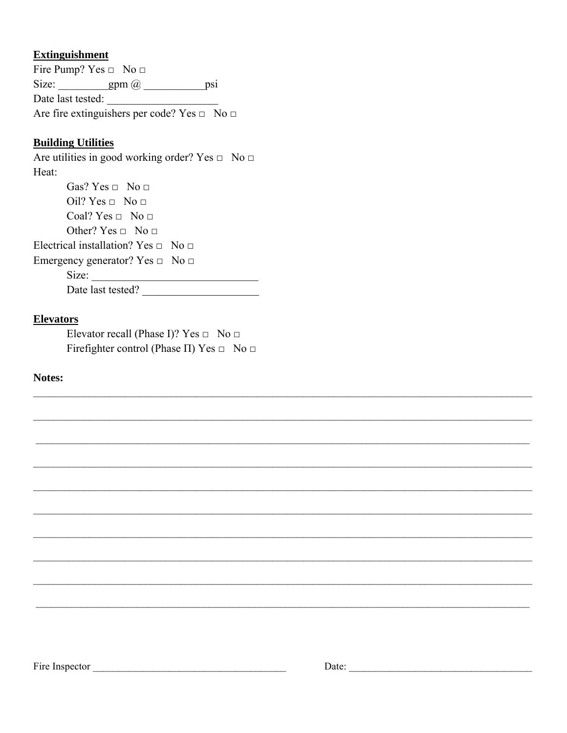**Extinguishment**

Fire Pump? Yes □ No □

Size: _________gpm @ ___________psi

Date last tested: ____________________

Are fire extinguishers per code? Yes □ No □

**Building Utilities**

Are utilities in good working order? Yes □ No □

Heat:

- Gas? Yes □ No □
- Oil? Yes □ No □
- Coal? Yes □ No □
- Other? Yes □ No □

Electrical installation? Yes □ No □

Emergency generator? Yes □ No □

- Size: ______________________________
- Date last tested? _____________________

**Elevators**

- Elevator recall (Phase I)? Yes □ No □
- Firefighter control (Phase Π) Yes □ No □

**Notes:**

_______________________________________________________________________________

_______________________________________________________________________________

_______________________________________________________________________________

_______________________________________________________________________________

_______________________________________________________________________________

_______________________________________________________________________________

_______________________________________________________________________________

_______________________________________________________________________________

_______________________________________________________________________________

_______________________________________________________________________________

Fire Inspector ______________________________________ Date: ___________________________________